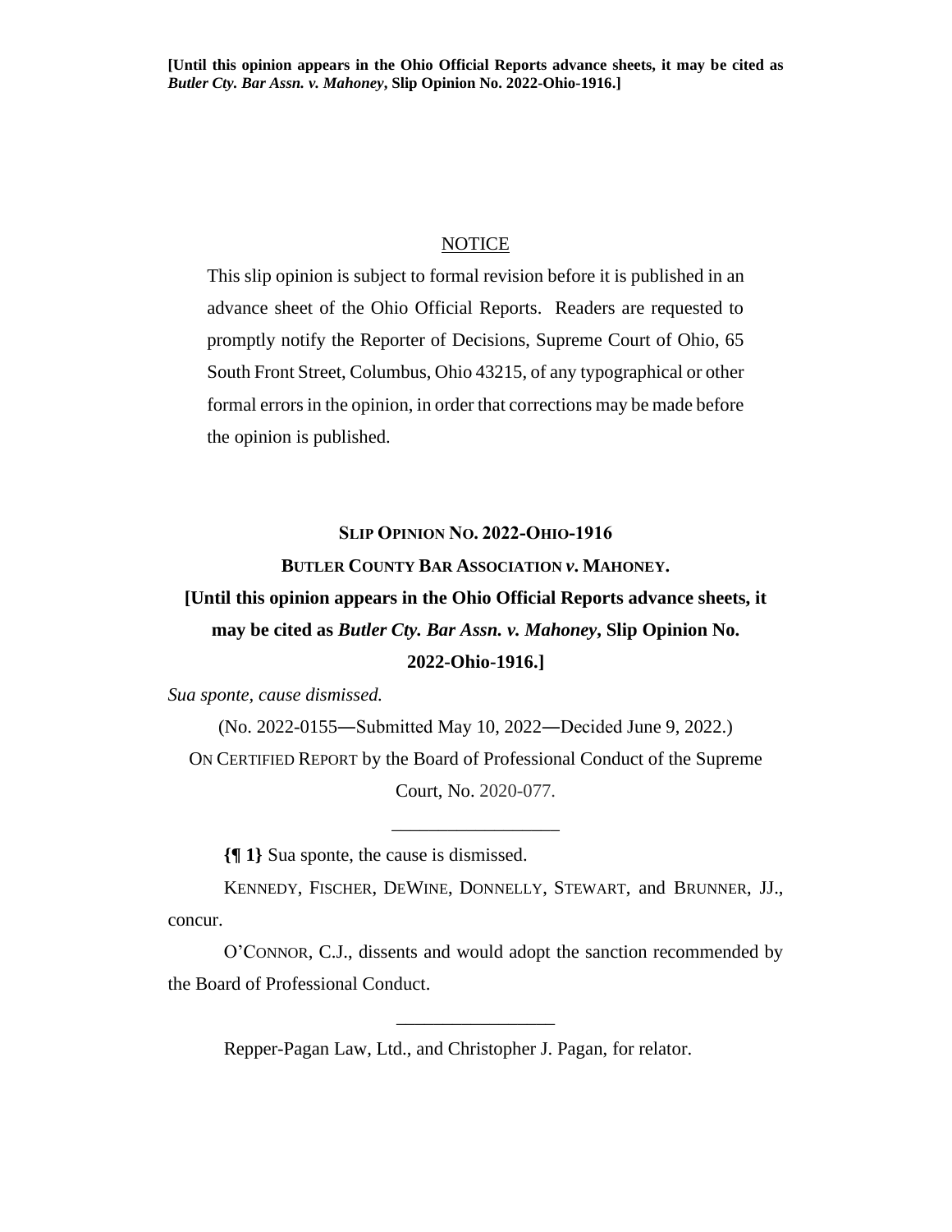**[Until this opinion appears in the Ohio Official Reports advance sheets, it may be cited as *Butler Cty. Bar Assn. v. Mahoney*, Slip Opinion No. 2022-Ohio-1916.]**

NOTICE

This slip opinion is subject to formal revision before it is published in an advance sheet of the Ohio Official Reports. Readers are requested to promptly notify the Reporter of Decisions, Supreme Court of Ohio, 65 South Front Street, Columbus, Ohio 43215, of any typographical or other formal errors in the opinion, in order that corrections may be made before the opinion is published.

**SLIP OPINION NO. 2022-OHIO-1916**

**BUTLER COUNTY BAR ASSOCIATION *v.* MAHONEY.**

**[Until this opinion appears in the Ohio Official Reports advance sheets, it may be cited as *Butler Cty. Bar Assn. v. Mahoney*, Slip Opinion No. 2022-Ohio-1916.]**

*Sua sponte, cause dismissed.*

(No. 2022-0155—Submitted May 10, 2022—Decided June 9, 2022.)

ON CERTIFIED REPORT by the Board of Professional Conduct of the Supreme Court, No. 2020-077.

---

**{¶ 1}** Sua sponte, the cause is dismissed.

KENNEDY, FISCHER, DEWINE, DONNELLY, STEWART, and BRUNNER, JJ., concur.

O'CONNOR, C.J., dissents and would adopt the sanction recommended by the Board of Professional Conduct.

---

Repper-Pagan Law, Ltd., and Christopher J. Pagan, for relator.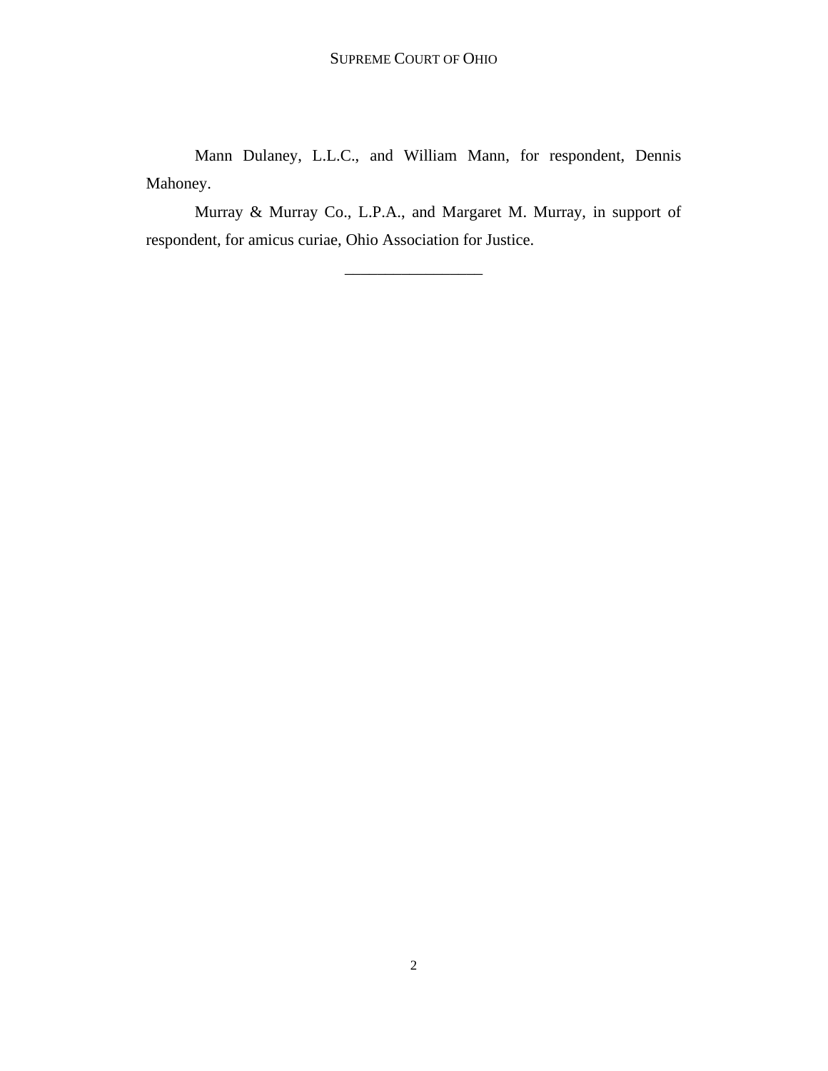Mann Dulaney, L.L.C., and William Mann, for respondent, Dennis Mahoney.

Murray & Murray Co., L.P.A., and Margaret M. Murray, in support of respondent, for amicus curiae, Ohio Association for Justice.

_________________